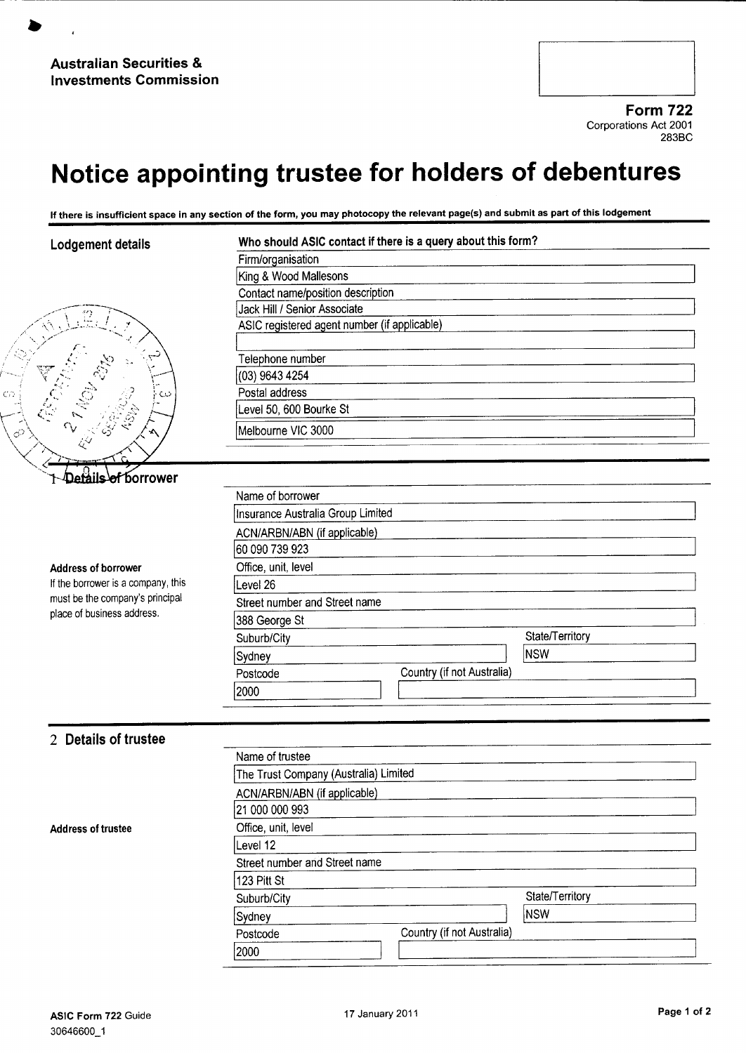**Australian Securities & Investments Commission**

**Form 722**
Corporations Act 2001
283BC

# Notice appointing trustee for holders of debentures

**If there is insufficient space in any section of the form, you may photocopy the relevant page(s) and submit as part of this lodgement**

## Lodgement details

**Who should ASIC contact if there is a query about this form?**

Firm/organisation
King & Wood Mallesons

Contact name/position description
Jack Hill / Senior Associate

ASIC registered agent number (if applicable)

Telephone number
(03) 9643 4254

Postal address
Level 50, 600 Bourke St
Melbourne VIC 3000

## 1 Details of borrower

Name of borrower
Insurance Australia Group Limited

ACN/ARBN/ABN (if applicable)
60 090 739 923

**Address of borrower**
If the borrower is a company, this must be the company's principal place of business address.

Office, unit, level
Level 26

Street number and Street name
388 George St

Suburb/City
Sydney

State/Territory
NSW

Postcode
2000

Country (if not Australia)

## 2 Details of trustee

Name of trustee
The Trust Company (Australia) Limited

ACN/ARBN/ABN (if applicable)
21 000 000 993

**Address of trustee**

Office, unit, level
Level 12

Street number and Street name
123 Pitt St

Suburb/City
Sydney

State/Territory
NSW

Postcode
2000

Country (if not Australia)

ASIC Form 722 Guide
30646600_1
17 January 2011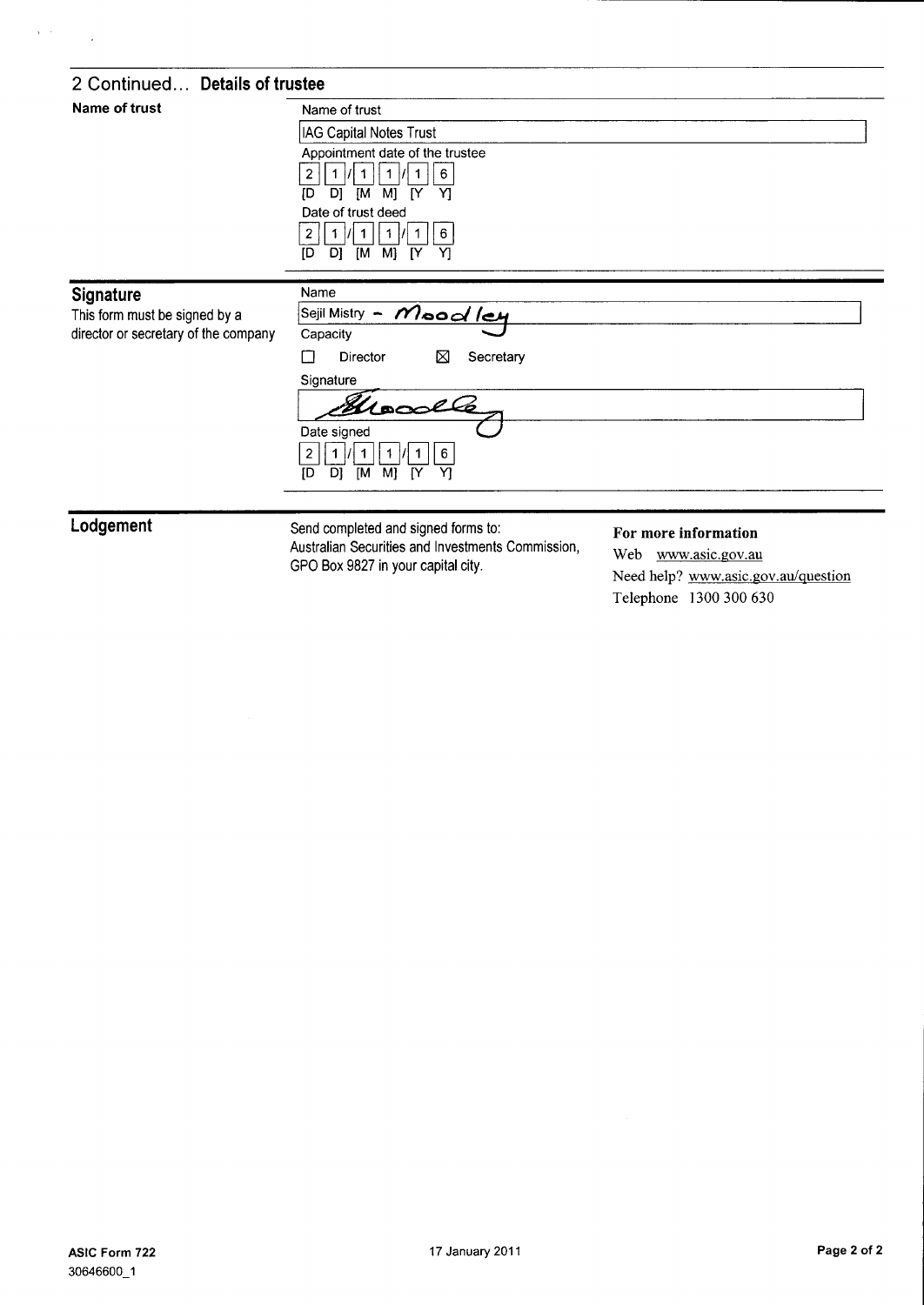## 2 Continued... Details of trustee

**Name of trust**

Name of trust

IAG Capital Notes Trust

Appointment date of the trustee

21/11/16
[D D] [M M] [Y Y]

Date of trust deed

21/11/16
[D D] [M M] [Y Y]

## Signature

This form must be signed by a director or secretary of the company

Name

Sejil Mistry - Moodley

Capacity

☐ Director ☒ Secretary

Signature

Moodley

Date signed

21/11/16
[D D] [M M] [Y Y]

## Lodgement

Send completed and signed forms to:
Australian Securities and Investments Commission,
GPO Box 9827 in your capital city.

**For more information**

Web www.asic.gov.au
Need help? www.asic.gov.au/question
Telephone 1300 300 630

ASIC Form 722
30646600_1

17 January 2011